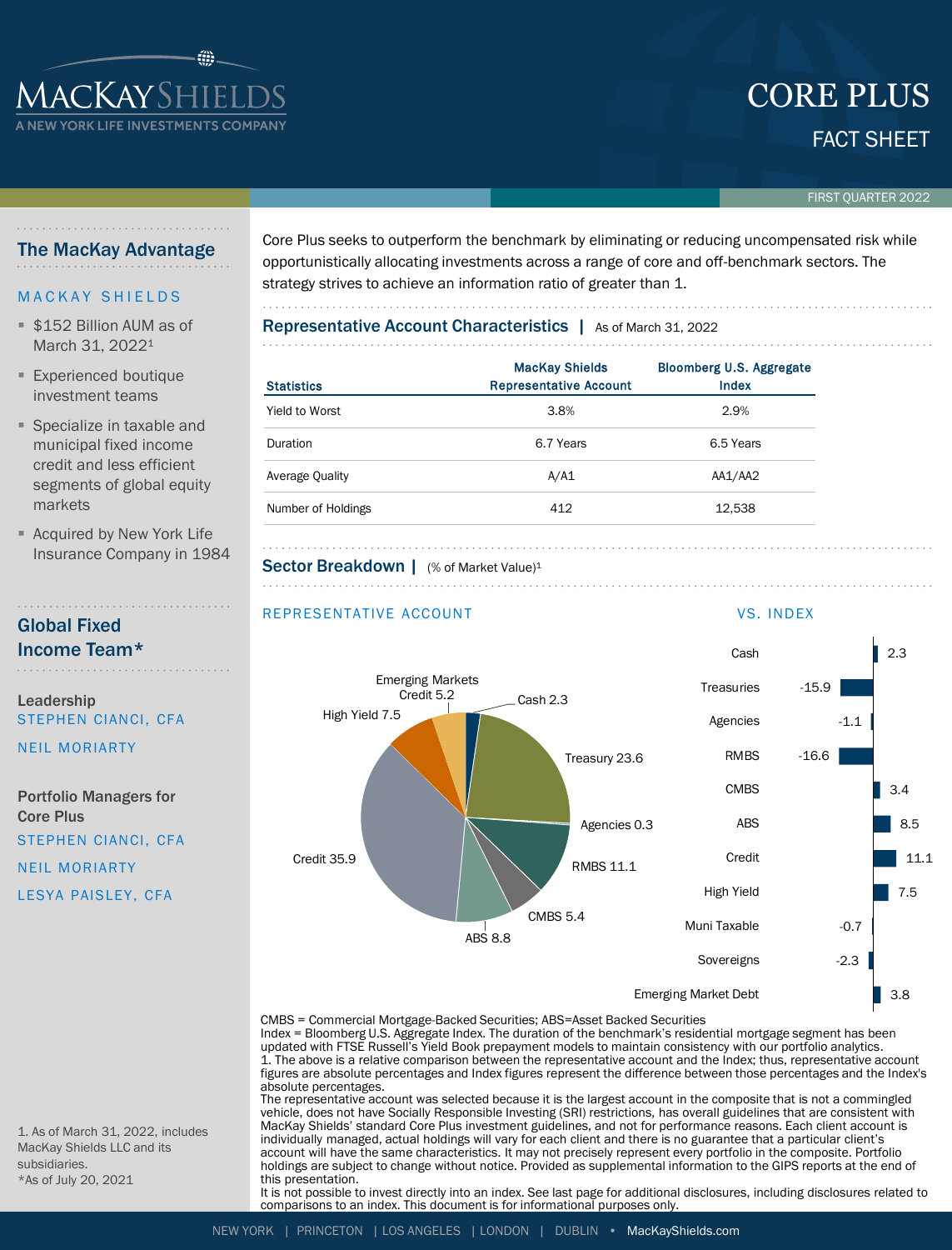# CORE PLUS

## FACT SHEET

FIRST QUARTER 2022

MacKay Shields — A New York Life Investments Company

## The MacKay Advantage

MACKAY SHIELDS

- $152 Billion AUM as of March 31, 2022[1]
- Experienced boutique investment teams
- Specialize in taxable and municipal fixed income credit and less efficient segments of global equity markets
- Acquired by New York Life Insurance Company in 1984

## Global Fixed Income Team*

**Leadership**

STEPHEN CIANCI, CFA

NEIL MORIARTY

**Portfolio Managers for Core Plus**

STEPHEN CIANCI, CFA

NEIL MORIARTY

LESYA PAISLEY, CFA

1. As of March 31, 2022, includes MacKay Shields LLC and its subsidiaries.

*As of July 20, 2021

Core Plus seeks to outperform the benchmark by eliminating or reducing uncompensated risk while opportunistically allocating investments across a range of core and off-benchmark sectors. The strategy strives to achieve an information ratio of greater than 1.

## Representative Account Characteristics | As of March 31, 2022

| Statistics | MacKay Shields Representative Account | Bloomberg U.S. Aggregate Index |
|---|---|---|
| Yield to Worst | 3.8% | 2.9% |
| Duration | 6.7 Years | 6.5 Years |
| Average Quality | A/A1 | AA1/AA2 |
| Number of Holdings | 412 | 12,538 |

## Sector Breakdown | (% of Market Value)[1]

| Sector | REPRESENTATIVE ACCOUNT | VS. INDEX |
|---|---|---|
| Cash | 2.3 | 2.3 |
| Treasuries | 23.6 | -15.9 |
| Agencies | 0.3 | -1.1 |
| RMBS | 11.1 | -16.6 |
| CMBS | 5.4 | 3.4 |
| ABS | 8.8 | 8.5 |
| Credit | 35.9 | 11.1 |
| High Yield | 7.5 | 7.5 |
| Muni Taxable | | -0.7 |
| Sovereigns | | -2.3 |
| Emerging Market Debt / Emerging Markets Credit | 5.2 | 3.8 |

CMBS = Commercial Mortgage-Backed Securities; ABS=Asset Backed Securities

Index = Bloomberg U.S. Aggregate Index. The duration of the benchmark's residential mortgage segment has been updated with FTSE Russell's Yield Book prepayment models to maintain consistency with our portfolio analytics.

1. The above is a relative comparison between the representative account and the Index; thus, representative account figures are absolute percentages and Index figures represent the difference between those percentages and the Index's absolute percentages.

The representative account was selected because it is the largest account in the composite that is not a commingled vehicle, does not have Socially Responsible Investing (SRI) restrictions, has overall guidelines that are consistent with MacKay Shields' standard Core Plus investment guidelines, and not for performance reasons. Each client account is individually managed, actual holdings will vary for each client and there is no guarantee that a particular client's account will have the same characteristics. It may not precisely represent every portfolio in the composite. Portfolio holdings are subject to change without notice. Provided as supplemental information to the GIPS reports at the end of this presentation.

It is not possible to invest directly into an index. See last page for additional disclosures, including disclosures related to comparisons to an index. This document is for informational purposes only.

NEW YORK | PRINCETON | LOS ANGELES | LONDON | DUBLIN • MacKayShields.com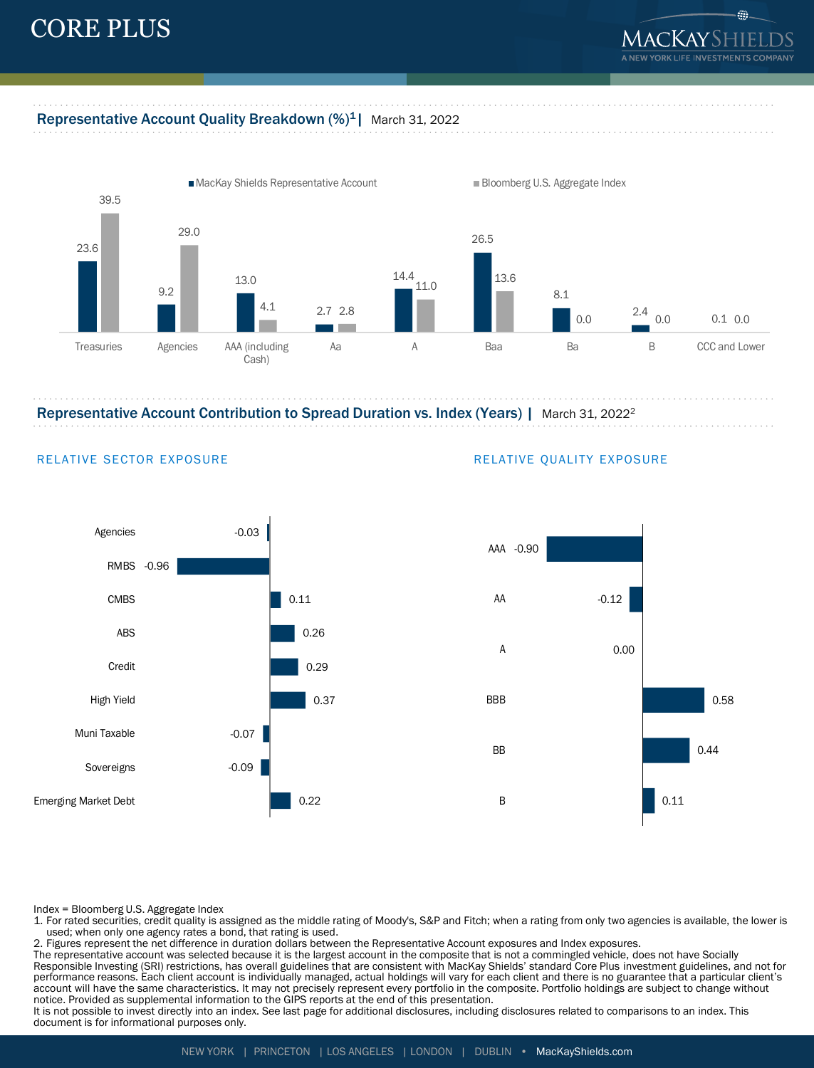# CORE PLUS

## Representative Account Quality Breakdown (%)[1] | March 31, 2022

| | MacKay Shields Representative Account | Bloomberg U.S. Aggregate Index |
|---|---|---|
| Treasuries | 23.6 | 39.5 |
| Agencies | 9.2 | 29.0 |
| AAA (including Cash) | 13.0 | 4.1 |
| Aa | 2.7 | 2.8 |
| A | 14.4 | 11.0 |
| Baa | 26.5 | 13.6 |
| Ba | 8.1 | 0.0 |
| B | 2.4 | 0.0 |
| CCC and Lower | 0.1 | 0.0 |

## Representative Account Contribution to Spread Duration vs. Index (Years) | March 31, 2022[2]

### RELATIVE SECTOR EXPOSURE

| Sector | Years |
|---|---|
| Agencies | -0.03 |
| RMBS | -0.96 |
| CMBS | 0.11 |
| ABS | 0.26 |
| Credit | 0.29 |
| High Yield | 0.37 |
| Muni Taxable | -0.07 |
| Sovereigns | -0.09 |
| Emerging Market Debt | 0.22 |

### RELATIVE QUALITY EXPOSURE

| Quality | Years |
|---|---|
| AAA | -0.90 |
| AA | -0.12 |
| A | 0.00 |
| BBB | 0.58 |
| BB | 0.44 |
| B | 0.11 |

Index = Bloomberg U.S. Aggregate Index

1. For rated securities, credit quality is assigned as the middle rating of Moody's, S&P and Fitch; when a rating from only two agencies is available, the lower is used; when only one agency rates a bond, that rating is used.
2. Figures represent the net difference in duration dollars between the Representative Account exposures and Index exposures.

The representative account was selected because it is the largest account in the composite that is not a commingled vehicle, does not have Socially Responsible Investing (SRI) restrictions, has overall guidelines that are consistent with MacKay Shields' standard Core Plus investment guidelines, and not for performance reasons. Each client account is individually managed, actual holdings will vary for each client and there is no guarantee that a particular client's account will have the same characteristics. It may not precisely represent every portfolio in the composite. Portfolio holdings are subject to change without notice. Provided as supplemental information to the GIPS reports at the end of this presentation.

It is not possible to invest directly into an index. See last page for additional disclosures, including disclosures related to comparisons to an index. This document is for informational purposes only.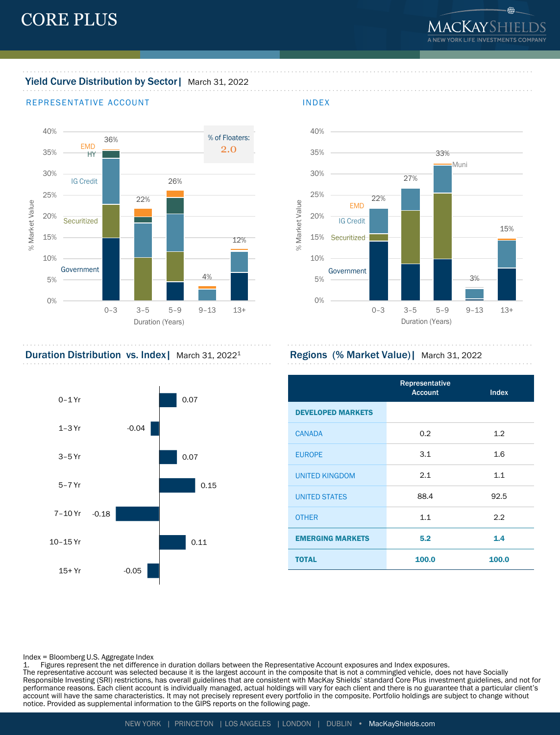# CORE PLUS

## Yield Curve Distribution by Sector | March 31, 2022

REPRESENTATIVE ACCOUNT

% of Floaters: 2.0

| Duration (Years) | 0–3 | 3–5 | 5–9 | 9–13 | 13+ |
|---|---|---|---|---|---|
| Total % Market Value | 36% | 22% | 26% | 4% | 12% |

Sectors: Government, Securitized, IG Credit, HY, EMD

INDEX

| Duration (Years) | 0–3 | 3–5 | 5–9 | 9–13 | 13+ |
|---|---|---|---|---|---|
| Total % Market Value | 22% | 27% | 33% | 3% | 15% |

Sectors: Government, Securitized, IG Credit, EMD, Muni

## Duration Distribution vs. Index | March 31, 2022[1]

| Duration | Net Difference |
|---|---|
| 0–1 Yr | 0.07 |
| 1–3 Yr | -0.04 |
| 3–5 Yr | 0.07 |
| 5–7 Yr | 0.15 |
| 7–10 Yr | -0.18 |
| 10–15 Yr | 0.11 |
| 15+ Yr | -0.05 |

## Regions (% Market Value) | March 31, 2022

| | Representative Account | Index |
|---|---|---|
| **DEVELOPED MARKETS** | | |
| CANADA | 0.2 | 1.2 |
| EUROPE | 3.1 | 1.6 |
| UNITED KINGDOM | 2.1 | 1.1 |
| UNITED STATES | 88.4 | 92.5 |
| OTHER | 1.1 | 2.2 |
| **EMERGING MARKETS** | **5.2** | **1.4** |
| **TOTAL** | **100.0** | **100.0** |

Index = Bloomberg U.S. Aggregate Index

1. Figures represent the net difference in duration dollars between the Representative Account exposures and Index exposures.

The representative account was selected because it is the largest account in the composite that is not a commingled vehicle, does not have Socially Responsible Investing (SRI) restrictions, has overall guidelines that are consistent with MacKay Shields' standard Core Plus investment guidelines, and not for performance reasons. Each client account is individually managed, actual holdings will vary for each client and there is no guarantee that a particular client's account will have the same characteristics. It may not precisely represent every portfolio in the composite. Portfolio holdings are subject to change without notice. Provided as supplemental information to the GIPS reports on the following page.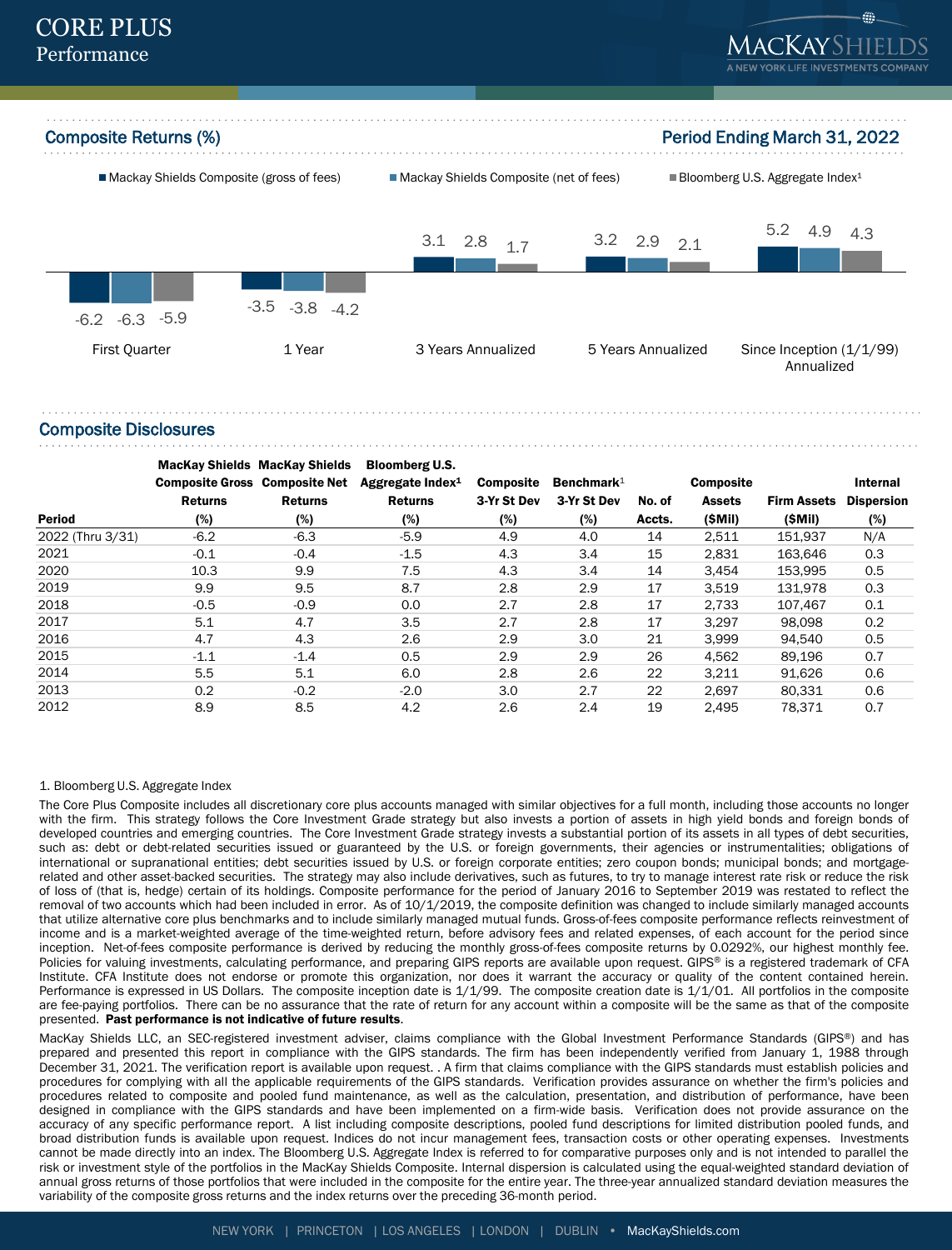# CORE PLUS
## Performance

## Composite Returns (%)

**Period Ending March 31, 2022**

| | Mackay Shields Composite (gross of fees) | Mackay Shields Composite (net of fees) | Bloomberg U.S. Aggregate Index[1] |
|---|---|---|---|
| First Quarter | -6.2 | -6.3 | -5.9 |
| 1 Year | -3.5 | -3.8 | -4.2 |
| 3 Years Annualized | 3.1 | 2.8 | 1.7 |
| 5 Years Annualized | 3.2 | 2.9 | 2.1 |
| Since Inception (1/1/99) Annualized | 5.2 | 4.9 | 4.3 |

## Composite Disclosures

| Period | MacKay Shields Composite Gross Returns (%) | MacKay Shields Composite Net Returns (%) | Bloomberg U.S. Aggregate Index[1] Returns (%) | Composite 3-Yr St Dev (%) | Benchmark[1] 3-Yr St Dev (%) | No. of Accts. | Composite Assets ($Mil) | Firm Assets ($Mil) | Internal Dispersion (%) |
|---|---|---|---|---|---|---|---|---|---|
| 2022 (Thru 3/31) | -6.2 | -6.3 | -5.9 | 4.9 | 4.0 | 14 | 2,511 | 151,937 | N/A |
| 2021 | -0.1 | -0.4 | -1.5 | 4.3 | 3.4 | 15 | 2,831 | 163,646 | 0.3 |
| 2020 | 10.3 | 9.9 | 7.5 | 4.3 | 3.4 | 14 | 3,454 | 153,995 | 0.5 |
| 2019 | 9.9 | 9.5 | 8.7 | 2.8 | 2.9 | 17 | 3,519 | 131,978 | 0.3 |
| 2018 | -0.5 | -0.9 | 0.0 | 2.7 | 2.8 | 17 | 2,733 | 107,467 | 0.1 |
| 2017 | 5.1 | 4.7 | 3.5 | 2.7 | 2.8 | 17 | 3,297 | 98,098 | 0.2 |
| 2016 | 4.7 | 4.3 | 2.6 | 2.9 | 3.0 | 21 | 3,999 | 94,540 | 0.5 |
| 2015 | -1.1 | -1.4 | 0.5 | 2.9 | 2.9 | 26 | 4,562 | 89,196 | 0.7 |
| 2014 | 5.5 | 5.1 | 6.0 | 2.8 | 2.6 | 22 | 3,211 | 91,626 | 0.6 |
| 2013 | 0.2 | -0.2 | -2.0 | 3.0 | 2.7 | 22 | 2,697 | 80,331 | 0.6 |
| 2012 | 8.9 | 8.5 | 4.2 | 2.6 | 2.4 | 19 | 2,495 | 78,371 | 0.7 |

1. Bloomberg U.S. Aggregate Index

The Core Plus Composite includes all discretionary core plus accounts managed with similar objectives for a full month, including those accounts no longer with the firm. This strategy follows the Core Investment Grade strategy but also invests a portion of assets in high yield bonds and foreign bonds of developed countries and emerging countries. The Core Investment Grade strategy invests a substantial portion of its assets in all types of debt securities, such as: debt or debt-related securities issued or guaranteed by the U.S. or foreign governments, their agencies or instrumentalities; obligations of international or supranational entities; debt securities issued by U.S. or foreign corporate entities; zero coupon bonds; municipal bonds; and mortgage-related and other asset-backed securities. The strategy may also include derivatives, such as futures, to try to manage interest rate risk or reduce the risk of loss of (that is, hedge) certain of its holdings. Composite performance for the period of January 2016 to September 2019 was restated to reflect the removal of two accounts which had been included in error. As of 10/1/2019, the composite definition was changed to include similarly managed accounts that utilize alternative core plus benchmarks and to include similarly managed mutual funds. Gross-of-fees composite performance reflects reinvestment of income and is a market-weighted average of the time-weighted return, before advisory fees and related expenses, of each account for the period since inception. Net-of-fees composite performance is derived by reducing the monthly gross-of-fees composite returns by 0.0292%, our highest monthly fee. Policies for valuing investments, calculating performance, and preparing GIPS reports are available upon request. GIPS® is a registered trademark of CFA Institute. CFA Institute does not endorse or promote this organization, nor does it warrant the accuracy or quality of the content contained herein. Performance is expressed in US Dollars. The composite inception date is 1/1/99. The composite creation date is 1/1/01. All portfolios in the composite are fee-paying portfolios. There can be no assurance that the rate of return for any account within a composite will be the same as that of the composite presented. **Past performance is not indicative of future results**.

MacKay Shields LLC, an SEC-registered investment adviser, claims compliance with the Global Investment Performance Standards (GIPS®) and has prepared and presented this report in compliance with the GIPS standards. The firm has been independently verified from January 1, 1988 through December 31, 2021. The verification report is available upon request. . A firm that claims compliance with the GIPS standards must establish policies and procedures for complying with all the applicable requirements of the GIPS standards. Verification provides assurance on whether the firm's policies and procedures related to composite and pooled fund maintenance, as well as the calculation, presentation, and distribution of performance, have been designed in compliance with the GIPS standards and have been implemented on a firm-wide basis. Verification does not provide assurance on the accuracy of any specific performance report. A list including composite descriptions, pooled fund descriptions for limited distribution pooled funds, and broad distribution funds is available upon request. Indices do not incur management fees, transaction costs or other operating expenses. Investments cannot be made directly into an index. The Bloomberg U.S. Aggregate Index is referred to for comparative purposes only and is not intended to parallel the risk or investment style of the portfolios in the MacKay Shields Composite. Internal dispersion is calculated using the equal-weighted standard deviation of annual gross returns of those portfolios that were included in the composite for the entire year. The three-year annualized standard deviation measures the variability of the composite gross returns and the index returns over the preceding 36-month period.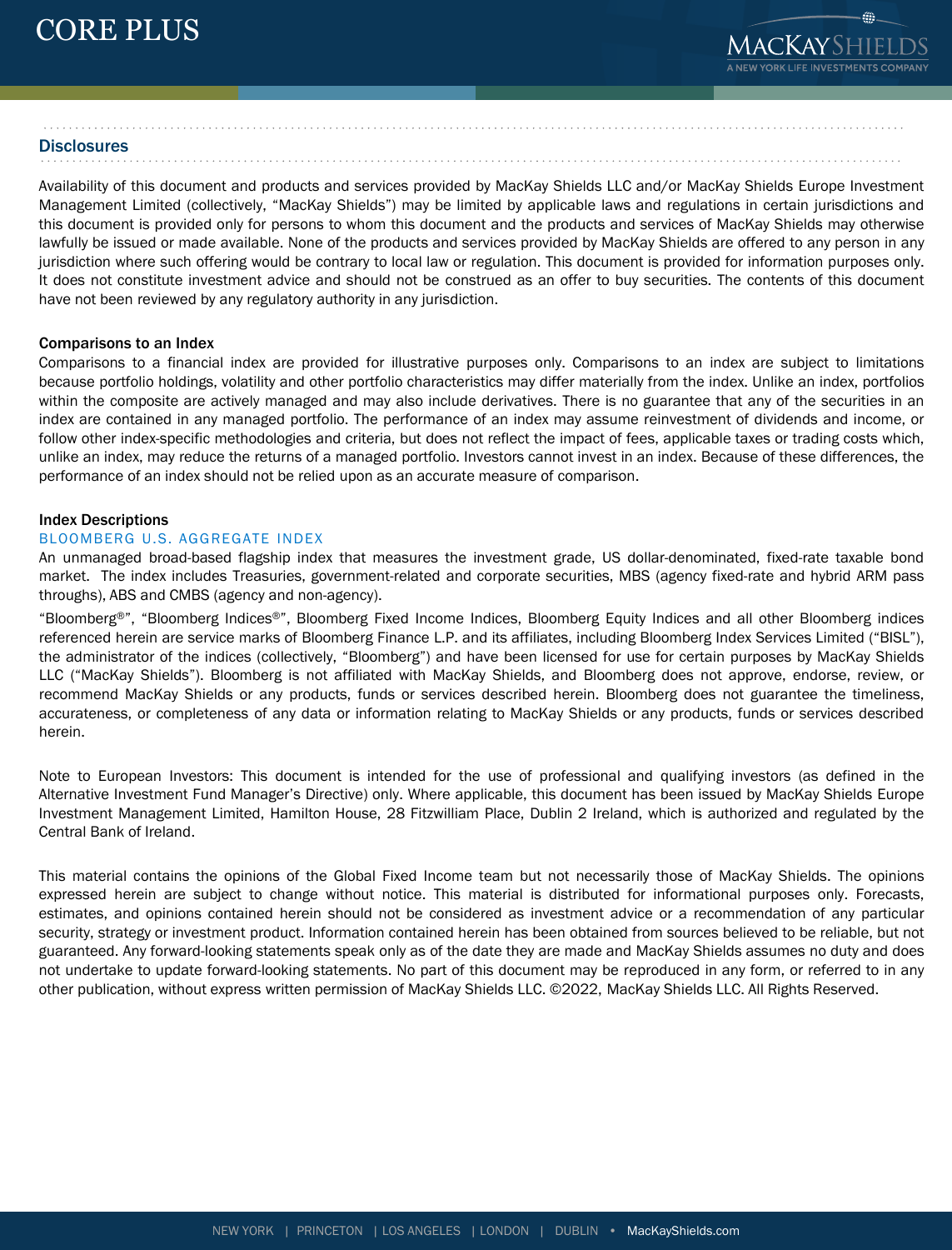## Disclosures

Availability of this document and products and services provided by MacKay Shields LLC and/or MacKay Shields Europe Investment Management Limited (collectively, "MacKay Shields") may be limited by applicable laws and regulations in certain jurisdictions and this document is provided only for persons to whom this document and the products and services of MacKay Shields may otherwise lawfully be issued or made available. None of the products and services provided by MacKay Shields are offered to any person in any jurisdiction where such offering would be contrary to local law or regulation. This document is provided for information purposes only. It does not constitute investment advice and should not be construed as an offer to buy securities. The contents of this document have not been reviewed by any regulatory authority in any jurisdiction.

**Comparisons to an Index**

Comparisons to a financial index are provided for illustrative purposes only. Comparisons to an index are subject to limitations because portfolio holdings, volatility and other portfolio characteristics may differ materially from the index. Unlike an index, portfolios within the composite are actively managed and may also include derivatives. There is no guarantee that any of the securities in an index are contained in any managed portfolio. The performance of an index may assume reinvestment of dividends and income, or follow other index-specific methodologies and criteria, but does not reflect the impact of fees, applicable taxes or trading costs which, unlike an index, may reduce the returns of a managed portfolio. Investors cannot invest in an index. Because of these differences, the performance of an index should not be relied upon as an accurate measure of comparison.

**Index Descriptions**

BLOOMBERG U.S. AGGREGATE INDEX

An unmanaged broad-based flagship index that measures the investment grade, US dollar-denominated, fixed-rate taxable bond market. The index includes Treasuries, government-related and corporate securities, MBS (agency fixed-rate and hybrid ARM pass throughs), ABS and CMBS (agency and non-agency).

"Bloomberg®", "Bloomberg Indices®", Bloomberg Fixed Income Indices, Bloomberg Equity Indices and all other Bloomberg indices referenced herein are service marks of Bloomberg Finance L.P. and its affiliates, including Bloomberg Index Services Limited ("BISL"), the administrator of the indices (collectively, "Bloomberg") and have been licensed for use for certain purposes by MacKay Shields LLC ("MacKay Shields"). Bloomberg is not affiliated with MacKay Shields, and Bloomberg does not approve, endorse, review, or recommend MacKay Shields or any products, funds or services described herein. Bloomberg does not guarantee the timeliness, accurateness, or completeness of any data or information relating to MacKay Shields or any products, funds or services described herein.

Note to European Investors: This document is intended for the use of professional and qualifying investors (as defined in the Alternative Investment Fund Manager's Directive) only. Where applicable, this document has been issued by MacKay Shields Europe Investment Management Limited, Hamilton House, 28 Fitzwilliam Place, Dublin 2 Ireland, which is authorized and regulated by the Central Bank of Ireland.

This material contains the opinions of the Global Fixed Income team but not necessarily those of MacKay Shields. The opinions expressed herein are subject to change without notice. This material is distributed for informational purposes only. Forecasts, estimates, and opinions contained herein should not be considered as investment advice or a recommendation of any particular security, strategy or investment product. Information contained herein has been obtained from sources believed to be reliable, but not guaranteed. Any forward-looking statements speak only as of the date they are made and MacKay Shields assumes no duty and does not undertake to update forward-looking statements. No part of this document may be reproduced in any form, or referred to in any other publication, without express written permission of MacKay Shields LLC. ©2022, MacKay Shields LLC. All Rights Reserved.